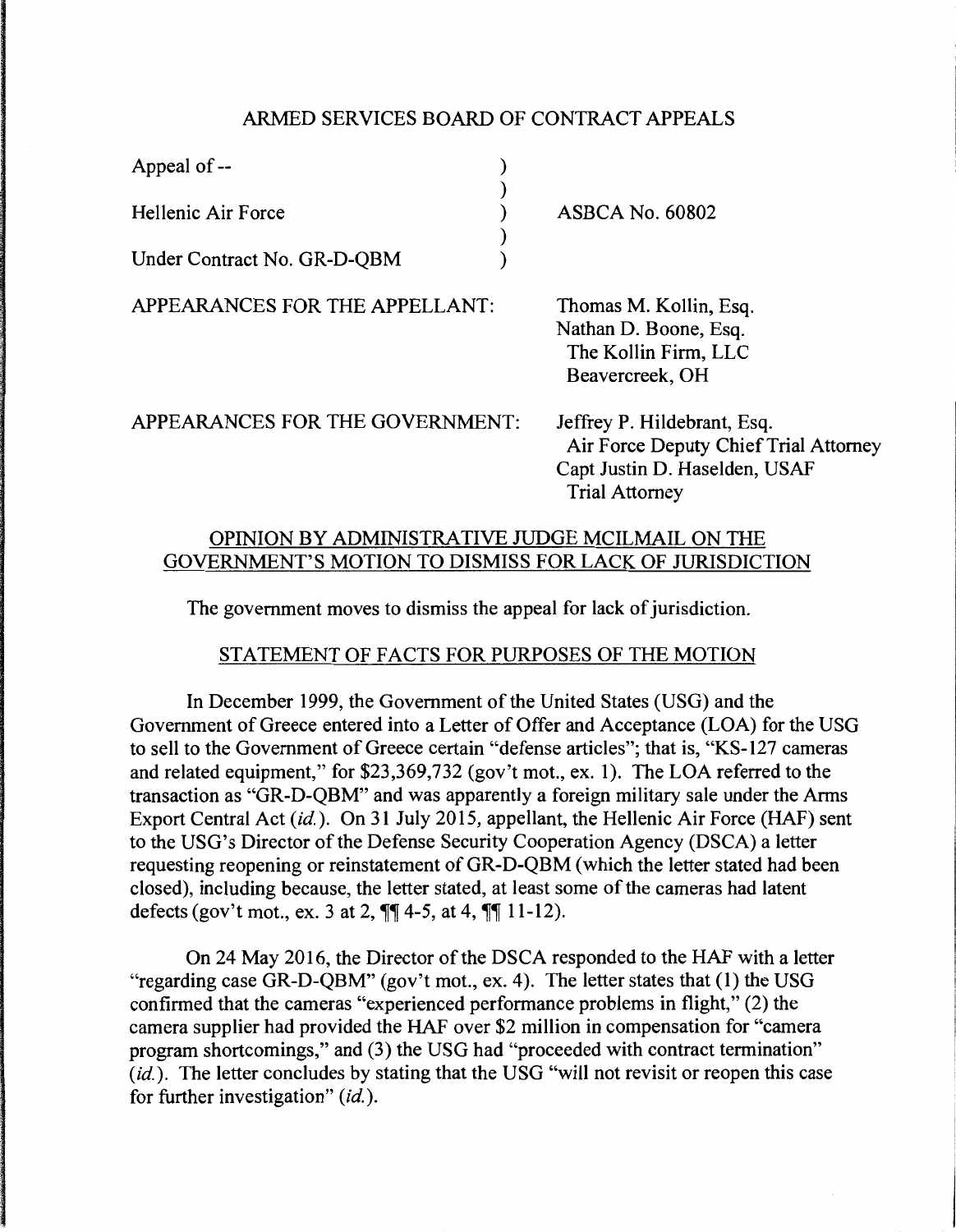ARMED SERVICES BOARD OF CONTRACT APPEALS

| | |
|---|---|
| Appeal of -- | |
| Hellenic Air Force | ASBCA No. 60802 |
| Under Contract No. GR-D-QBM | |

APPEARANCES FOR THE APPELLANT: Thomas M. Kollin, Esq.
Nathan D. Boone, Esq.
The Kollin Firm, LLC
Beavercreek, OH

APPEARANCES FOR THE GOVERNMENT: Jeffrey P. Hildebrant, Esq.
Air Force Deputy Chief Trial Attorney
Capt Justin D. Haselden, USAF
Trial Attorney

OPINION BY ADMINISTRATIVE JUDGE MCILMAIL ON THE GOVERNMENT'S MOTION TO DISMISS FOR LACK OF JURISDICTION

The government moves to dismiss the appeal for lack of jurisdiction.

STATEMENT OF FACTS FOR PURPOSES OF THE MOTION

In December 1999, the Government of the United States (USG) and the Government of Greece entered into a Letter of Offer and Acceptance (LOA) for the USG to sell to the Government of Greece certain "defense articles"; that is, "KS-127 cameras and related equipment," for $23,369,732 (gov't mot., ex. 1). The LOA referred to the transaction as "GR-D-QBM" and was apparently a foreign military sale under the Arms Export Central Act (*id.*). On 31 July 2015, appellant, the Hellenic Air Force (HAF) sent to the USG's Director of the Defense Security Cooperation Agency (DSCA) a letter requesting reopening or reinstatement of GR-D-QBM (which the letter stated had been closed), including because, the letter stated, at least some of the cameras had latent defects (gov't mot., ex. 3 at 2, ¶¶ 4-5, at 4, ¶¶ 11-12).

On 24 May 2016, the Director of the DSCA responded to the HAF with a letter "regarding case GR-D-QBM" (gov't mot., ex. 4). The letter states that (1) the USG confirmed that the cameras "experienced performance problems in flight," (2) the camera supplier had provided the HAF over $2 million in compensation for "camera program shortcomings," and (3) the USG had "proceeded with contract termination" (*id.*). The letter concludes by stating that the USG "will not revisit or reopen this case for further investigation" (*id.*).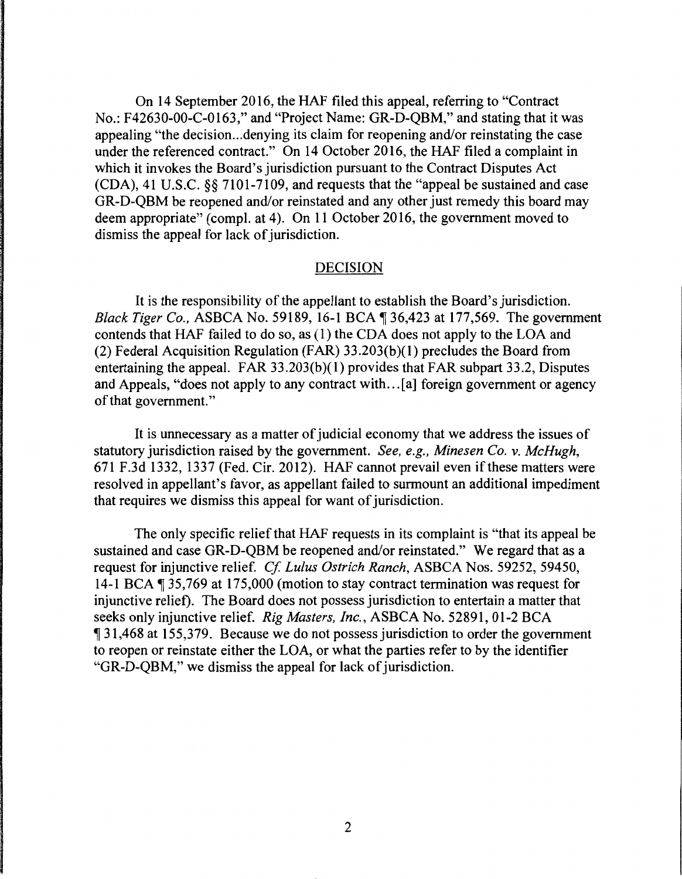On 14 September 2016, the HAF filed this appeal, referring to "Contract No.: F42630-00-C-0163," and "Project Name: GR-D-QBM," and stating that it was appealing "the decision...denying its claim for reopening and/or reinstating the case under the referenced contract." On 14 October 2016, the HAF filed a complaint in which it invokes the Board's jurisdiction pursuant to the Contract Disputes Act (CDA), 41 U.S.C. §§ 7101-7109, and requests that the "appeal be sustained and case GR-D-QBM be reopened and/or reinstated and any other just remedy this board may deem appropriate" (compl. at 4). On 11 October 2016, the government moved to dismiss the appeal for lack of jurisdiction.

## DECISION

It is the responsibility of the appellant to establish the Board's jurisdiction. *Black Tiger Co.,* ASBCA No. 59189, 16-1 BCA ¶ 36,423 at 177,569. The government contends that HAF failed to do so, as (1) the CDA does not apply to the LOA and (2) Federal Acquisition Regulation (FAR) 33.203(b)(1) precludes the Board from entertaining the appeal. FAR 33.203(b)(1) provides that FAR subpart 33.2, Disputes and Appeals, "does not apply to any contract with...[a] foreign government or agency of that government."

It is unnecessary as a matter of judicial economy that we address the issues of statutory jurisdiction raised by the government. *See, e.g., Minesen Co. v. McHugh,* 671 F.3d 1332, 1337 (Fed. Cir. 2012). HAF cannot prevail even if these matters were resolved in appellant's favor, as appellant failed to surmount an additional impediment that requires we dismiss this appeal for want of jurisdiction.

The only specific relief that HAF requests in its complaint is "that its appeal be sustained and case GR-D-QBM be reopened and/or reinstated." We regard that as a request for injunctive relief. *Cf. Lulus Ostrich Ranch,* ASBCA Nos. 59252, 59450, 14-1 BCA ¶ 35,769 at 175,000 (motion to stay contract termination was request for injunctive relief). The Board does not possess jurisdiction to entertain a matter that seeks only injunctive relief. *Rig Masters, Inc.,* ASBCA No. 52891, 01-2 BCA ¶ 31,468 at 155,379. Because we do not possess jurisdiction to order the government to reopen or reinstate either the LOA, or what the parties refer to by the identifier "GR-D-QBM," we dismiss the appeal for lack of jurisdiction.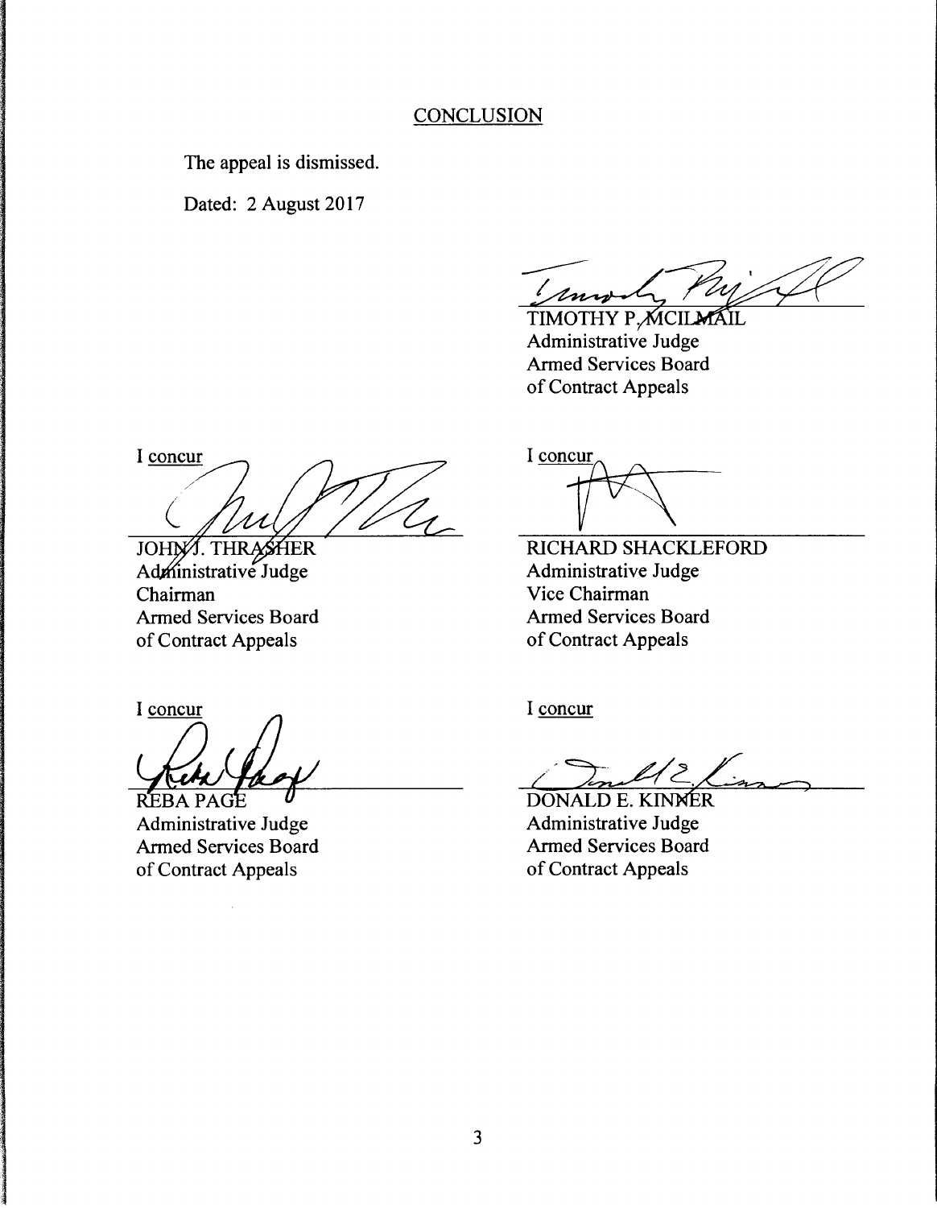## CONCLUSION

The appeal is dismissed.

Dated: 2 August 2017

TIMOTHY P. MCILMAIL  
Administrative Judge  
Armed Services Board  
of Contract Appeals

I concur

JOHN J. THRASHER  
Administrative Judge  
Chairman  
Armed Services Board  
of Contract Appeals

I concur

RICHARD SHACKLEFORD  
Administrative Judge  
Vice Chairman  
Armed Services Board  
of Contract Appeals

I concur

REBA PAGE  
Administrative Judge  
Armed Services Board  
of Contract Appeals

I concur

DONALD E. KINNER  
Administrative Judge  
Armed Services Board  
of Contract Appeals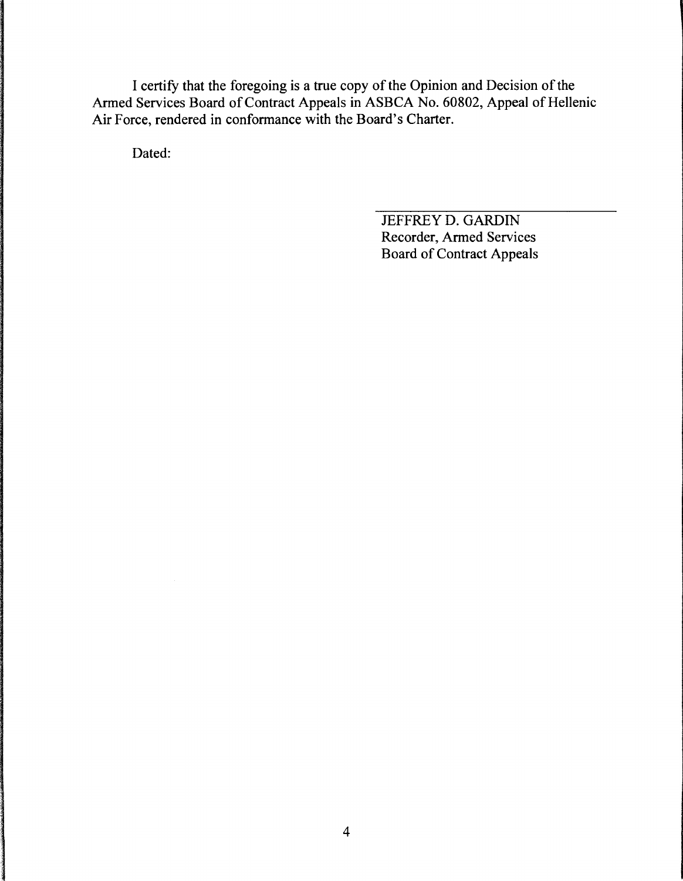I certify that the foregoing is a true copy of the Opinion and Decision of the Armed Services Board of Contract Appeals in ASBCA No. 60802, Appeal of Hellenic Air Force, rendered in conformance with the Board's Charter.

Dated:

JEFFREY D. GARDIN
Recorder, Armed Services
Board of Contract Appeals